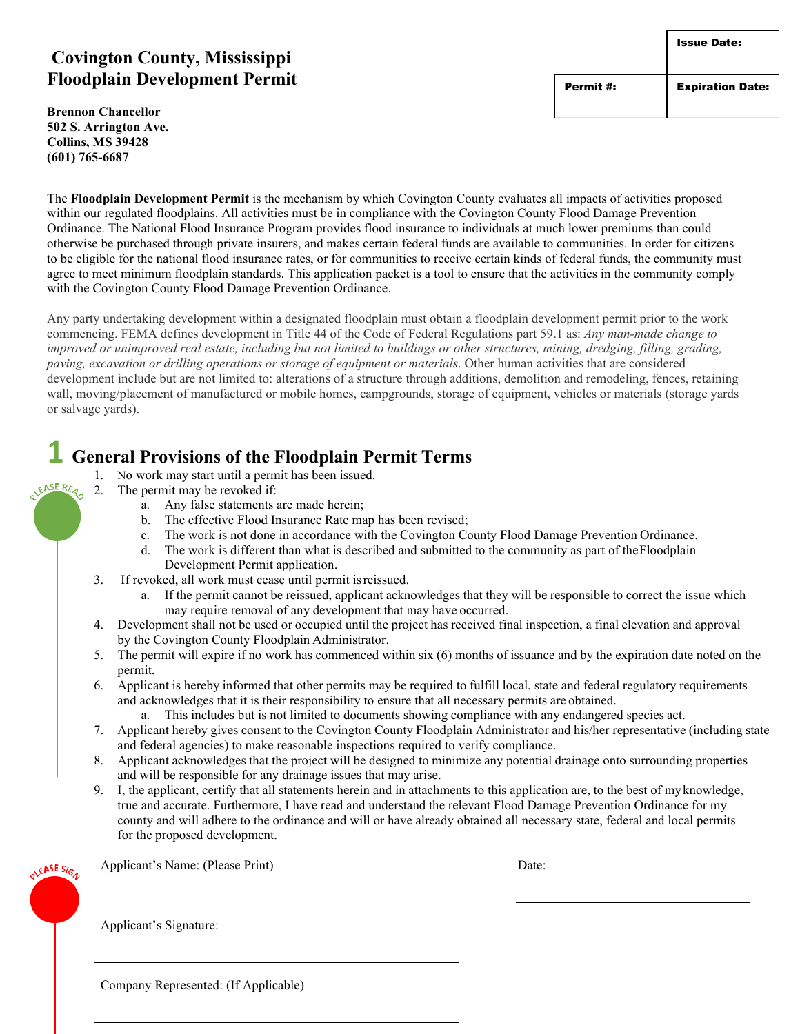# Covington County, Mississippi Floodplain Development Permit

| | Issue Date: |
|---|---|
| Permit #: | Expiration Date: |

**Brennon Chancellor**
**502 S. Arrington Ave.**
**Collins, MS 39428**
**(601) 765-6687**

The **Floodplain Development Permit** is the mechanism by which Covington County evaluates all impacts of activities proposed within our regulated floodplains. All activities must be in compliance with the Covington County Flood Damage Prevention Ordinance. The National Flood Insurance Program provides flood insurance to individuals at much lower premiums than could otherwise be purchased through private insurers, and makes certain federal funds are available to communities. In order for citizens to be eligible for the national flood insurance rates, or for communities to receive certain kinds of federal funds, the community must agree to meet minimum floodplain standards. This application packet is a tool to ensure that the activities in the community comply with the Covington County Flood Damage Prevention Ordinance.

Any party undertaking development within a designated floodplain must obtain a floodplain development permit prior to the work commencing. FEMA defines development in Title 44 of the Code of Federal Regulations part 59.1 as: *Any man-made change to improved or unimproved real estate, including but not limited to buildings or other structures, mining, dredging, filling, grading, paving, excavation or drilling operations or storage of equipment or materials*. Other human activities that are considered development include but are not limited to: alterations of a structure through additions, demolition and remodeling, fences, retaining wall, moving/placement of manufactured or mobile homes, campgrounds, storage of equipment, vehicles or materials (storage yards or salvage yards).

## 1 General Provisions of the Floodplain Permit Terms

PLEASE READ

1. No work may start until a permit has been issued.
2. The permit may be revoked if:
   a. Any false statements are made herein;
   b. The effective Flood Insurance Rate map has been revised;
   c. The work is not done in accordance with the Covington County Flood Damage Prevention Ordinance.
   d. The work is different than what is described and submitted to the community as part of the Floodplain Development Permit application.
3. If revoked, all work must cease until permit is reissued.
   a. If the permit cannot be reissued, applicant acknowledges that they will be responsible to correct the issue which may require removal of any development that may have occurred.
4. Development shall not be used or occupied until the project has received final inspection, a final elevation and approval by the Covington County Floodplain Administrator.
5. The permit will expire if no work has commenced within six (6) months of issuance and by the expiration date noted on the permit.
6. Applicant is hereby informed that other permits may be required to fulfill local, state and federal regulatory requirements and acknowledges that it is their responsibility to ensure that all necessary permits are obtained.
   a. This includes but is not limited to documents showing compliance with any endangered species act.
7. Applicant hereby gives consent to the Covington County Floodplain Administrator and his/her representative (including state and federal agencies) to make reasonable inspections required to verify compliance.
8. Applicant acknowledges that the project will be designed to minimize any potential drainage onto surrounding properties and will be responsible for any drainage issues that may arise.
9. I, the applicant, certify that all statements herein and in attachments to this application are, to the best of my knowledge, true and accurate. Furthermore, I have read and understand the relevant Flood Damage Prevention Ordinance for my county and will adhere to the ordinance and will or have already obtained all necessary state, federal and local permits for the proposed development.

PLEASE SIGN

Applicant's Name: (Please Print) ______________________________ Date: ____________________

Applicant's Signature: ______________________________

Company Represented: (If Applicable) ______________________________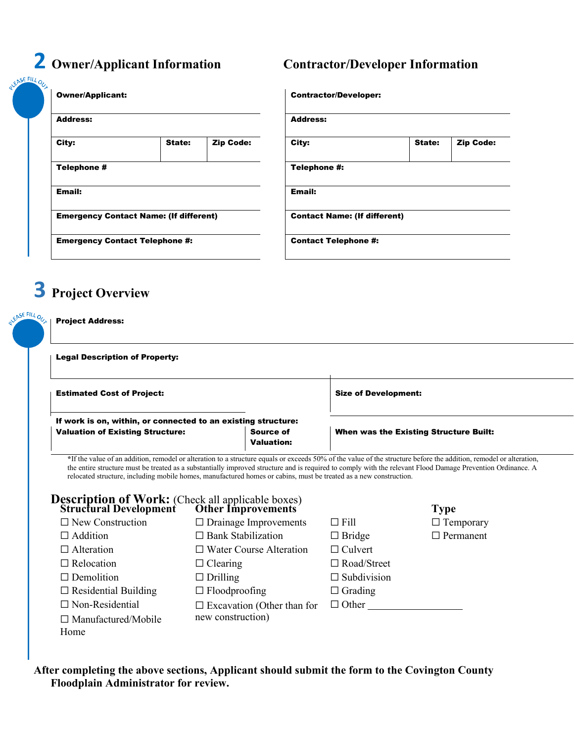## 2 Owner/Applicant Information

PLEASE FILL OUT

| Owner/Applicant: | | |
|---|---|---|
| Address: | | |
| City: | State: | Zip Code: |
| Telephone # | | |
| Email: | | |
| Emergency Contact Name: (If different) | | |
| Emergency Contact Telephone #: | | |

## Contractor/Developer Information

| Contractor/Developer: | | |
|---|---|---|
| Address: | | |
| City: | State: | Zip Code: |
| Telephone #: | | |
| Email: | | |
| Contact Name: (If different) | | |
| Contact Telephone #: | | |

## 3 Project Overview

PLEASE FILL OUT

| Project Address: | | |
|---|---|---|
| Legal Description of Property: | | |
| Estimated Cost of Project: | | Size of Development: |
| If work is on, within, or connected to an existing structure: Valuation of Existing Structure: | Source of Valuation: | When was the Existing Structure Built: |

*If the value of an addition, remodel or alteration to a structure equals or exceeds 50% of the value of the structure before the addition, remodel or alteration, the entire structure must be treated as a substantially improved structure and is required to comply with the relevant Flood Damage Prevention Ordinance. A relocated structure, including mobile homes, manufactured homes or cabins, must be treated as a new construction.

**Description of Work:** (Check all applicable boxes)

**Structural Development**

- ☐ New Construction
- ☐ Addition
- ☐ Alteration
- ☐ Relocation
- ☐ Demolition
- ☐ Residential Building
- ☐ Non-Residential
- ☐ Manufactured/Mobile Home

**Other Improvements**

- ☐ Drainage Improvements
- ☐ Bank Stabilization
- ☐ Water Course Alteration
- ☐ Clearing
- ☐ Drilling
- ☐ Floodproofing
- ☐ Excavation (Other than for new construction)
- ☐ Fill
- ☐ Bridge
- ☐ Culvert
- ☐ Road/Street
- ☐ Subdivision
- ☐ Grading
- ☐ Other ___________________

**Type**

- ☐ Temporary
- ☐ Permanent

**After completing the above sections, Applicant should submit the form to the Covington County Floodplain Administrator for review.**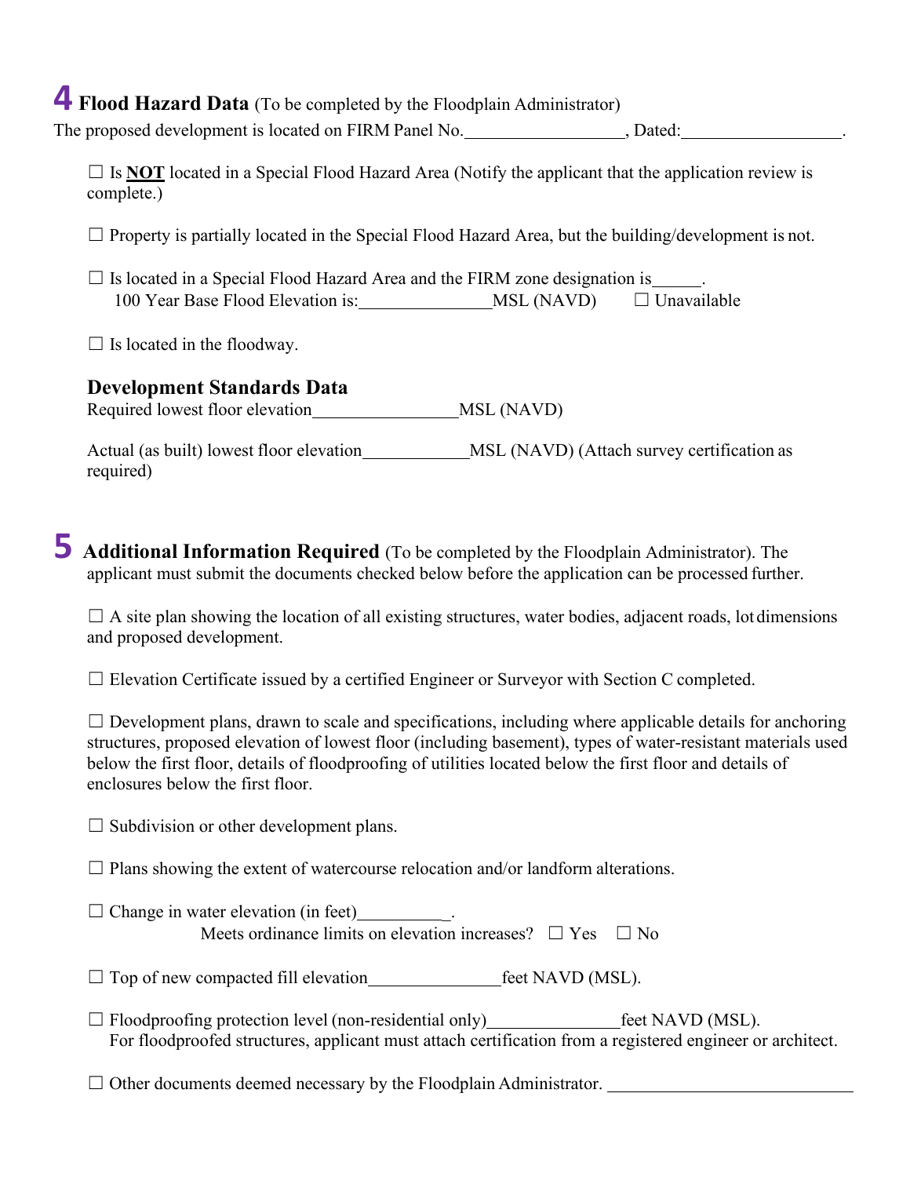## 4 Flood Hazard Data (To be completed by the Floodplain Administrator)

The proposed development is located on FIRM Panel No.__________________, Dated:__________________.

☐ Is **NOT** located in a Special Flood Hazard Area (Notify the applicant that the application review is complete.)

☐ Property is partially located in the Special Flood Hazard Area, but the building/development is not.

☐ Is located in a Special Flood Hazard Area and the FIRM zone designation is_____.
100 Year Base Flood Elevation is:_______________MSL (NAVD) ☐ Unavailable

☐ Is located in the floodway.

### Development Standards Data

Required lowest floor elevation________________MSL (NAVD)

Actual (as built) lowest floor elevation____________MSL (NAVD) (Attach survey certification as required)

## 5 Additional Information Required (To be completed by the Floodplain Administrator). The applicant must submit the documents checked below before the application can be processed further.

☐ A site plan showing the location of all existing structures, water bodies, adjacent roads, lot dimensions and proposed development.

☐ Elevation Certificate issued by a certified Engineer or Surveyor with Section C completed.

☐ Development plans, drawn to scale and specifications, including where applicable details for anchoring structures, proposed elevation of lowest floor (including basement), types of water-resistant materials used below the first floor, details of floodproofing of utilities located below the first floor and details of enclosures below the first floor.

☐ Subdivision or other development plans.

☐ Plans showing the extent of watercourse relocation and/or landform alterations.

☐ Change in water elevation (in feet)___________.
Meets ordinance limits on elevation increases? ☐ Yes ☐ No

☐ Top of new compacted fill elevation_______________feet NAVD (MSL).

☐ Floodproofing protection level (non-residential only)_______________feet NAVD (MSL).
For floodproofed structures, applicant must attach certification from a registered engineer or architect.

☐ Other documents deemed necessary by the Floodplain Administrator. ____________________________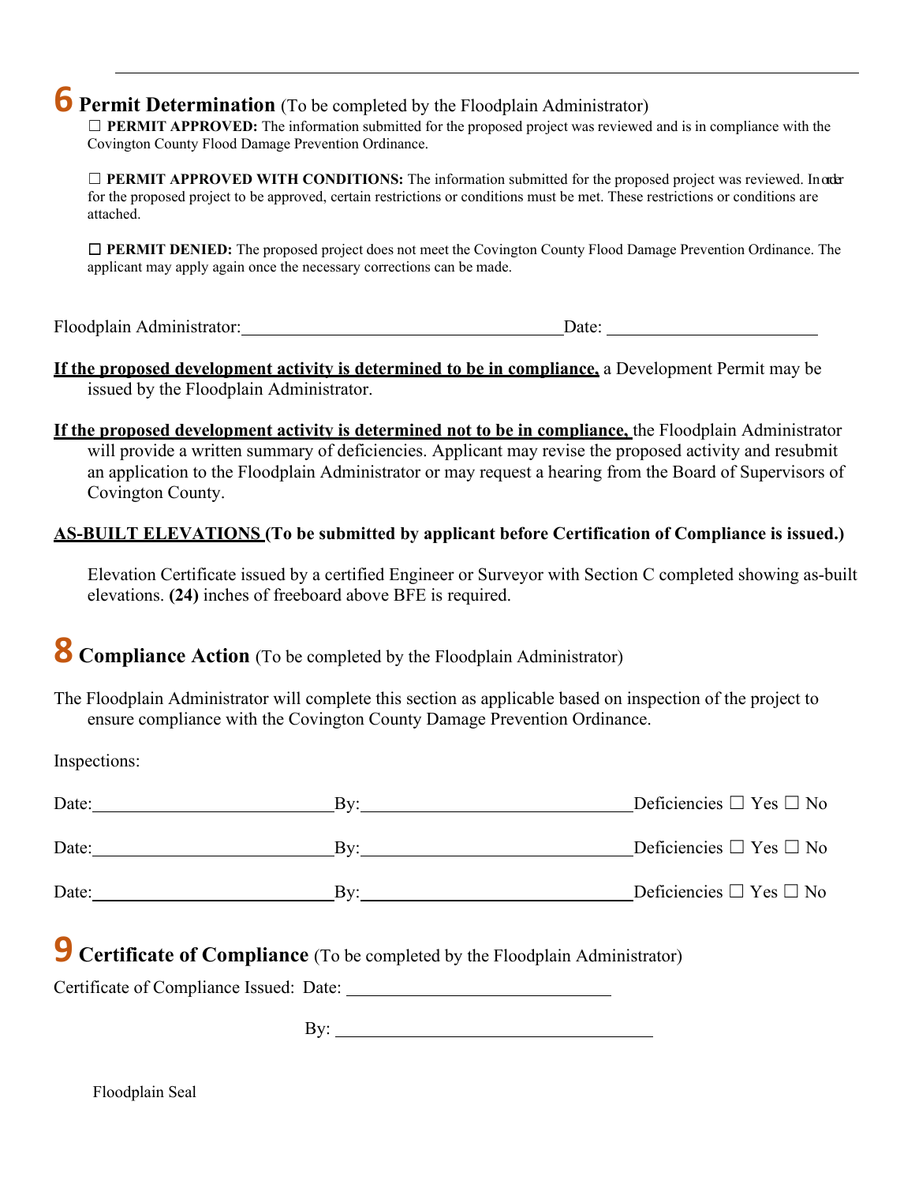## 6 Permit Determination (To be completed by the Floodplain Administrator)

☐ **PERMIT APPROVED:** The information submitted for the proposed project was reviewed and is in compliance with the Covington County Flood Damage Prevention Ordinance.

☐ **PERMIT APPROVED WITH CONDITIONS:** The information submitted for the proposed project was reviewed. In order for the proposed project to be approved, certain restrictions or conditions must be met. These restrictions or conditions are attached.

☐ **PERMIT DENIED:** The proposed project does not meet the Covington County Flood Damage Prevention Ordinance. The applicant may apply again once the necessary corrections can be made.

Floodplain Administrator:____________________________________ Date: ______________________

**If the proposed development activity is determined to be in compliance,** a Development Permit may be issued by the Floodplain Administrator.

**If the proposed development activity is determined not to be in compliance,** the Floodplain Administrator will provide a written summary of deficiencies. Applicant may revise the proposed activity and resubmit an application to the Floodplain Administrator or may request a hearing from the Board of Supervisors of Covington County.

**AS-BUILT ELEVATIONS (To be submitted by applicant before Certification of Compliance is issued.)**

Elevation Certificate issued by a certified Engineer or Surveyor with Section C completed showing as-built elevations. **(24)** inches of freeboard above BFE is required.

## 8 Compliance Action (To be completed by the Floodplain Administrator)

The Floodplain Administrator will complete this section as applicable based on inspection of the project to ensure compliance with the Covington County Damage Prevention Ordinance.

Inspections:

Date:___________________________ By:______________________________ Deficiencies ☐ Yes ☐ No

Date:___________________________ By:______________________________ Deficiencies ☐ Yes ☐ No

Date:___________________________ By:______________________________ Deficiencies ☐ Yes ☐ No

## 9 Certificate of Compliance (To be completed by the Floodplain Administrator)

Certificate of Compliance Issued: Date: ______________________________

By: ____________________________________

Floodplain Seal